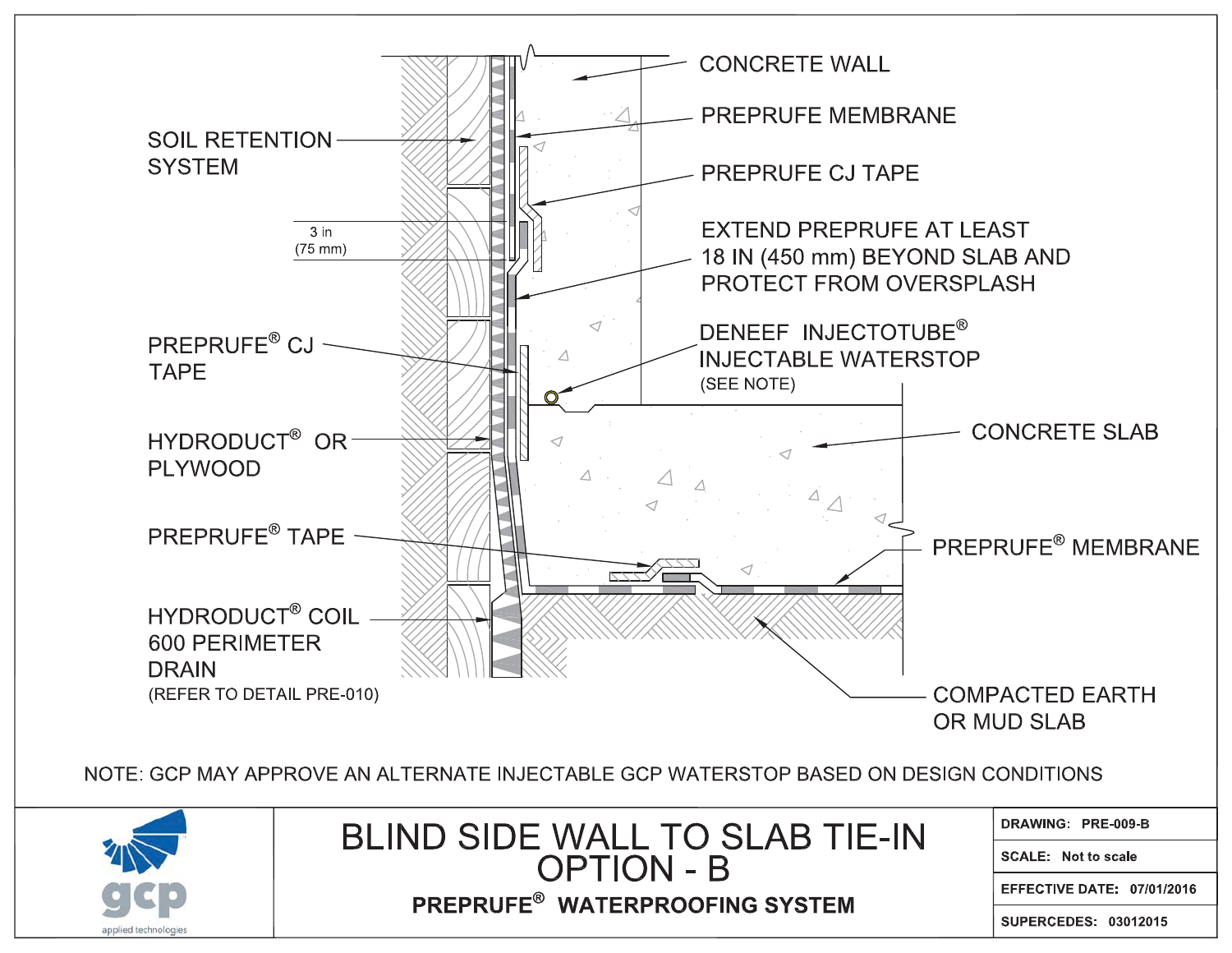CONCRETE WALL

SOIL RETENTION SYSTEM

PREPRUFE MEMBRANE

PREPRUFE CJ TAPE

3 in (75 mm)

EXTEND PREPRUFE AT LEAST 18 IN (450 mm) BEYOND SLAB AND PROTECT FROM OVERSPLASH

PREPRUFE® CJ TAPE

DENEEF INJECTOTUBE® INJECTABLE WATERSTOP (SEE NOTE)

CONCRETE SLAB

HYDRODUCT® OR PLYWOOD

PREPRUFE® TAPE

PREPRUFE® MEMBRANE

HYDRODUCT® COIL 600 PERIMETER DRAIN (REFER TO DETAIL PRE-010)

COMPACTED EARTH OR MUD SLAB

NOTE: GCP MAY APPROVE AN ALTERNATE INJECTABLE GCP WATERSTOP BASED ON DESIGN CONDITIONS

gcp applied technologies

# BLIND SIDE WALL TO SLAB TIE-IN OPTION - B

**PREPRUFE® WATERPROOFING SYSTEM**

| | |
|---|---|
| **DRAWING:** | **PRE-009-B** |
| **SCALE:** | **Not to scale** |
| **EFFECTIVE DATE:** | **07/01/2016** |
| **SUPERCEDES:** | **03012015** |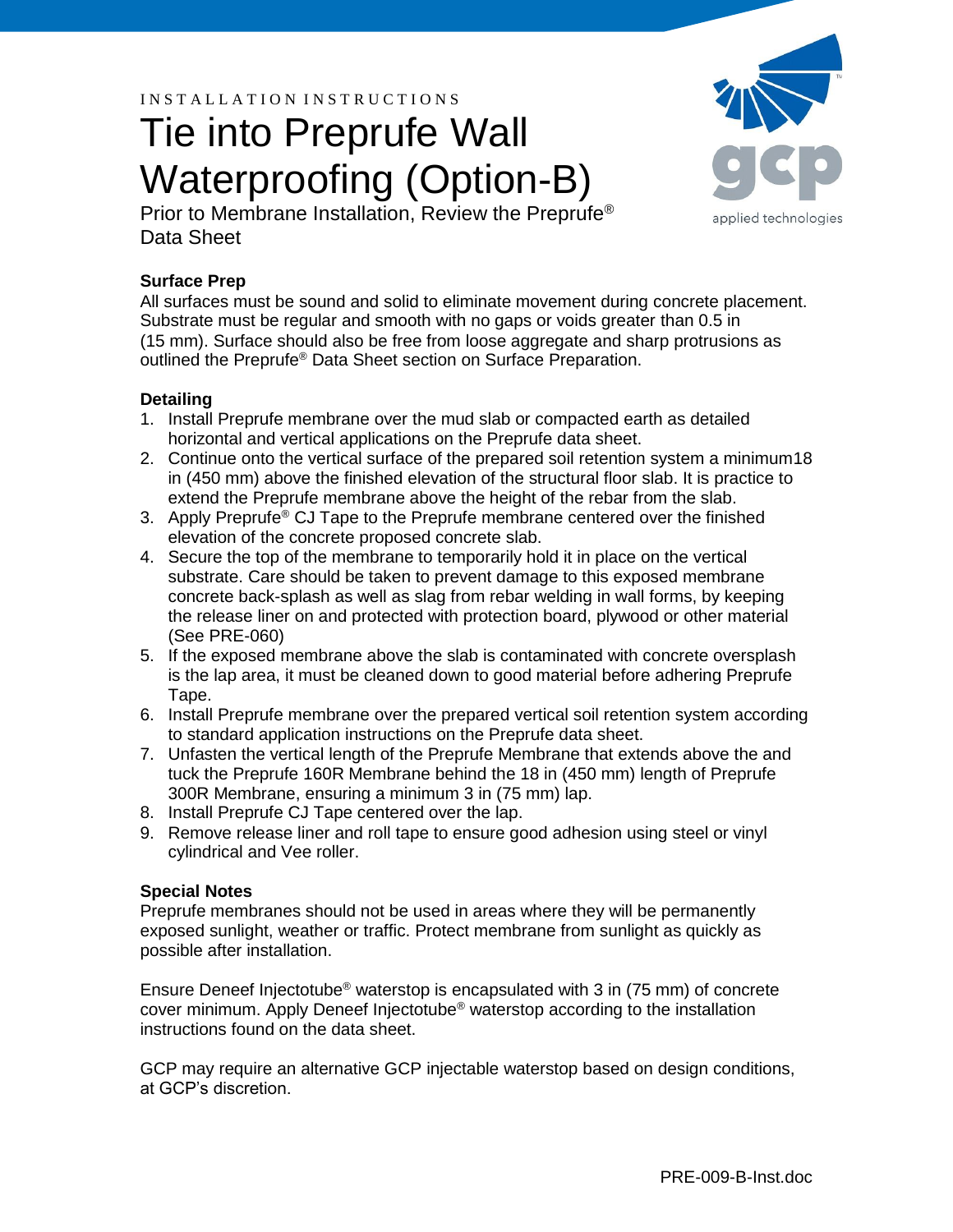INSTALLATION INSTRUCTIONS

# Tie into Preprufe Wall Waterproofing (Option-B)

Prior to Membrane Installation, Review the Preprufe® Data Sheet

### Surface Prep

All surfaces must be sound and solid to eliminate movement during concrete placement. Substrate must be regular and smooth with no gaps or voids greater than 0.5 in (15 mm). Surface should also be free from loose aggregate and sharp protrusions as outlined the Preprufe® Data Sheet section on Surface Preparation.

### Detailing

1. Install Preprufe membrane over the mud slab or compacted earth as detailed horizontal and vertical applications on the Preprufe data sheet.
2. Continue onto the vertical surface of the prepared soil retention system a minimum18 in (450 mm) above the finished elevation of the structural floor slab. It is practice to extend the Preprufe membrane above the height of the rebar from the slab.
3. Apply Preprufe® CJ Tape to the Preprufe membrane centered over the finished elevation of the concrete proposed concrete slab.
4. Secure the top of the membrane to temporarily hold it in place on the vertical substrate. Care should be taken to prevent damage to this exposed membrane concrete back-splash as well as slag from rebar welding in wall forms, by keeping the release liner on and protected with protection board, plywood or other material (See PRE-060)
5. If the exposed membrane above the slab is contaminated with concrete oversplash is the lap area, it must be cleaned down to good material before adhering Preprufe Tape.
6. Install Preprufe membrane over the prepared vertical soil retention system according to standard application instructions on the Preprufe data sheet.
7. Unfasten the vertical length of the Preprufe Membrane that extends above the and tuck the Preprufe 160R Membrane behind the 18 in (450 mm) length of Preprufe 300R Membrane, ensuring a minimum 3 in (75 mm) lap.
8. Install Preprufe CJ Tape centered over the lap.
9. Remove release liner and roll tape to ensure good adhesion using steel or vinyl cylindrical and Vee roller.

### Special Notes

Preprufe membranes should not be used in areas where they will be permanently exposed sunlight, weather or traffic. Protect membrane from sunlight as quickly as possible after installation.

Ensure Deneef Injectotube® waterstop is encapsulated with 3 in (75 mm) of concrete cover minimum. Apply Deneef Injectotube® waterstop according to the installation instructions found on the data sheet.

GCP may require an alternative GCP injectable waterstop based on design conditions, at GCP's discretion.

PRE-009-B-Inst.doc